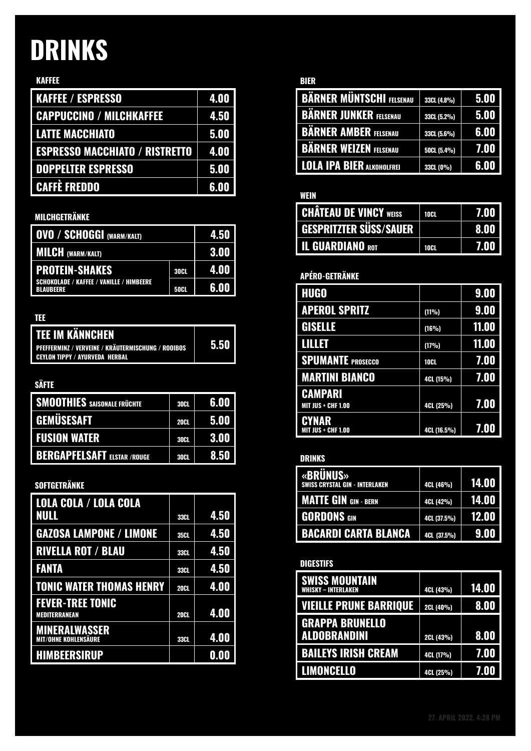# DRINKS

## KAFFEE

| | |
|---|---|
| KAFFEE / ESPRESSO | 4.00 |
| CAPPUCCINO / MILCHKAFFEE | 4.50 |
| LATTE MACCHIATO | 5.00 |
| ESPRESSO MACCHIATO / RISTRETTO | 4.00 |
| DOPPELTER ESPRESSO | 5.00 |
| CAFFÈ FREDDO | 6.00 |

## MILCHGETRÄNKE

| | | |
|---|---|---|
| OVO / SCHOGGI (WARM/KALT) | | 4.50 |
| MILCH (WARM/KALT) | | 3.00 |
| PROTEIN-SHAKES<br>SCHOKOLADE / KAFFEE / VANILLE / HIMBEERE<br>BLAUBEERE | 30CL | 4.00 |
| | 50CL | 6.00 |

## TEE

| | |
|---|---|
| TEE IM KÄNNCHEN<br>PFEFFERMINZ / VERVEINE / KRÄUTERMISCHUNG / ROOIBOS<br>CEYLON TIPPY / AYURVEDA HERBAL | 5.50 |

## SÄFTE

| | | |
|---|---|---|
| SMOOTHIES SAISONALE FRÜCHTE | 30CL | 6.00 |
| GEMÜSESAFT | 20CL | 5.00 |
| FUSION WATER | 30CL | 3.00 |
| BERGAPFELSAFT ELSTAR /ROUGE | 30CL | 8.50 |

## SOFTGETRÄNKE

| | | |
|---|---|---|
| LOLA COLA / LOLA COLA NULL | 33CL | 4.50 |
| GAZOSA LAMPONE / LIMONE | 35CL | 4.50 |
| RIVELLA ROT / BLAU | 33CL | 4.50 |
| FANTA | 33CL | 4.50 |
| TONIC WATER THOMAS HENRY | 20CL | 4.00 |
| FEVER-TREE TONIC<br>MEDITERRANEAN | 20CL | 4.00 |
| MINERALWASSER<br>MIT/OHNE KOHLENSÄURE | 33CL | 4.00 |
| HIMBEERSIRUP | | 0.00 |

## BIER

| | | |
|---|---|---|
| BÄRNER MÜNTSCHI FELSENAU | 33CL (4.8%) | 5.00 |
| BÄRNER JUNKER FELSENAU | 33CL (5.2%) | 5.00 |
| BÄRNER AMBER FELSENAU | 33CL (5.6%) | 6.00 |
| BÄRNER WEIZEN FELSENAU | 50CL (5.4%) | 7.00 |
| LOLA IPA BIER ALKOHOLFREI | 33CL (0%) | 6.00 |

## WEIN

| | | |
|---|---|---|
| CHÂTEAU DE VINCY WEISS | 10CL | 7.00 |
| GESPRITZTER SÜSS/SAUER | | 8.00 |
| IL GUARDIANO ROT | 10CL | 7.00 |

## APÉRO-GETRÄNKE

| | | |
|---|---|---|
| HUGO | | 9.00 |
| APEROL SPRITZ | (11%) | 9.00 |
| GISELLE | (16%) | 11.00 |
| LILLET | (17%) | 11.00 |
| SPUMANTE PROSECCO | 10CL | 7.00 |
| MARTINI BIANCO | 4CL (15%) | 7.00 |
| CAMPARI<br>MIT JUS + CHF 1.00 | 4CL (25%) | 7.00 |
| CYNAR<br>MIT JUS + CHF 1.00 | 4CL (16.5%) | 7.00 |

## DRINKS

| | | |
|---|---|---|
| «BRÜNUS»<br>SWISS CRYSTAL GIN - INTERLAKEN | 4CL (46%) | 14.00 |
| MATTE GIN GIN - BERN | 4CL (42%) | 14.00 |
| GORDONS GIN | 4CL (37.5%) | 12.00 |
| BACARDI CARTA BLANCA | 4CL (37.5%) | 9.00 |

## DIGESTIFS

| | | |
|---|---|---|
| SWISS MOUNTAIN<br>WHISKY – INTERLAKEN | 4CL (43%) | 14.00 |
| VIEILLE PRUNE BARRIQUE | 2CL (40%) | 8.00 |
| GRAPPA BRUNELLO ALDOBRANDINI | 2CL (43%) | 8.00 |
| BAILEYS IRISH CREAM | 4CL (17%) | 7.00 |
| LIMONCELLO | 4CL (25%) | 7.00 |

27. APRIL 2022, 4:28 PM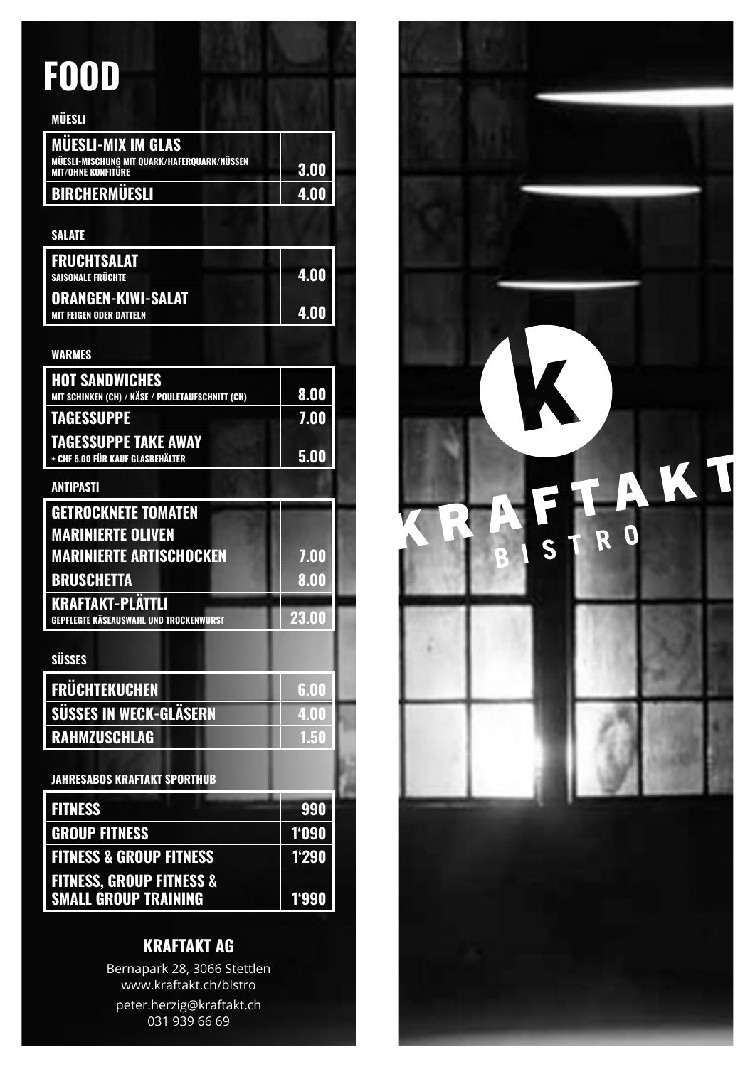# FOOD

## MÜESLI

| | |
|---|---|
| **MÜESLI-MIX IM GLAS**<br>MÜESLI-MISCHUNG MIT QUARK/HAFERQUARK/NÜSSEN MIT/OHNE KONFITÜRE | 3.00 |
| **BIRCHERMÜESLI** | 4.00 |

## SALATE

| | |
|---|---|
| **FRUCHTSALAT**<br>SAISONALE FRÜCHTE | 4.00 |
| **ORANGEN-KIWI-SALAT**<br>MIT FEIGEN ODER DATTELN | 4.00 |

## WARMES

| | |
|---|---|
| **HOT SANDWICHES**<br>MIT SCHINKEN (CH) / KÄSE / POULETAUFSCHNITT (CH) | 8.00 |
| **TAGESSUPPE** | 7.00 |
| **TAGESSUPPE TAKE AWAY**<br>+ CHF 5.00 FÜR KAUF GLASBEHÄLTER | 5.00 |

## ANTIPASTI

| | |
|---|---|
| **GETROCKNETE TOMATEN**<br>**MARINIERTE OLIVEN**<br>**MARINIERTE ARTISCHOCKEN** | 7.00 |
| **BRUSCHETTA** | 8.00 |
| **KRAFTAKT-PLÄTTLI**<br>GEPFLEGTE KÄSEAUSWAHL UND TROCKENWURST | 23.00 |

## SÜSSES

| | |
|---|---|
| **FRÜCHTEKUCHEN** | 6.00 |
| **SÜSSES IN WECK-GLÄSERN** | 4.00 |
| **RAHMZUSCHLAG** | 1.50 |

## JAHRESABOS KRAFTAKT SPORTHUB

| | |
|---|---|
| **FITNESS** | 990 |
| **GROUP FITNESS** | 1'090 |
| **FITNESS & GROUP FITNESS** | 1'290 |
| **FITNESS, GROUP FITNESS & SMALL GROUP TRAINING** | 1'990 |

**KRAFTAKT AG**

Bernapark 28, 3066 Stettlen
www.kraftakt.ch/bistro
peter.herzig@kraftakt.ch
031 939 66 69

KRAFTAKT BISTRO